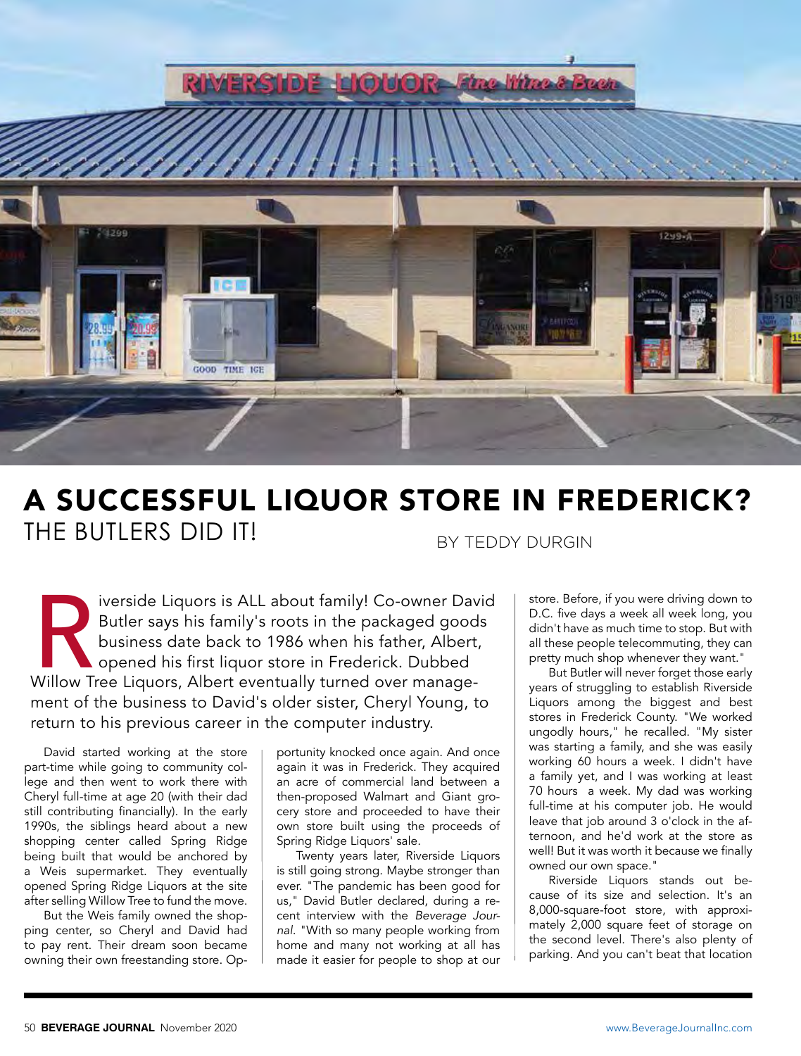# A SUCCESSFUL LIQUOR STORE IN FREDERICK?

## THE BUTLERS DID IT!

BY TEDDY DURGIN

Riverside Liquors is ALL about family! Co-owner David Butler says his family's roots in the packaged goods business date back to 1986 when his father, Albert, opened his first liquor store in Frederick. Dubbed Willow Tree Liquors, Albert eventually turned over management of the business to David's older sister, Cheryl Young, to return to his previous career in the computer industry.

David started working at the store part-time while going to community college and then went to work there with Cheryl full-time at age 20 (with their dad still contributing financially). In the early 1990s, the siblings heard about a new shopping center called Spring Ridge being built that would be anchored by a Weis supermarket. They eventually opened Spring Ridge Liquors at the site after selling Willow Tree to fund the move.

But the Weis family owned the shopping center, so Cheryl and David had to pay rent. Their dream soon became owning their own freestanding store. Opportunity knocked once again. And once again it was in Frederick. They acquired an acre of commercial land between a then-proposed Walmart and Giant grocery store and proceeded to have their own store built using the proceeds of Spring Ridge Liquors' sale.

Twenty years later, Riverside Liquors is still going strong. Maybe stronger than ever. "The pandemic has been good for us," David Butler declared, during a recent interview with the *Beverage Journal*. "With so many people working from home and many not working at all has made it easier for people to shop at our store. Before, if you were driving down to D.C. five days a week all week long, you didn't have as much time to stop. But with all these people telecommuting, they can pretty much shop whenever they want."

But Butler will never forget those early years of struggling to establish Riverside Liquors among the biggest and best stores in Frederick County. "We worked ungodly hours," he recalled. "My sister was starting a family, and she was easily working 60 hours a week. I didn't have a family yet, and I was working at least 70 hours a week. My dad was working full-time at his computer job. He would leave that job around 3 o'clock in the afternoon, and he'd work at the store as well! But it was worth it because we finally owned our own space."

Riverside Liquors stands out because of its size and selection. It's an 8,000-square-foot store, with approximately 2,000 square feet of storage on the second level. There's also plenty of parking. And you can't beat that location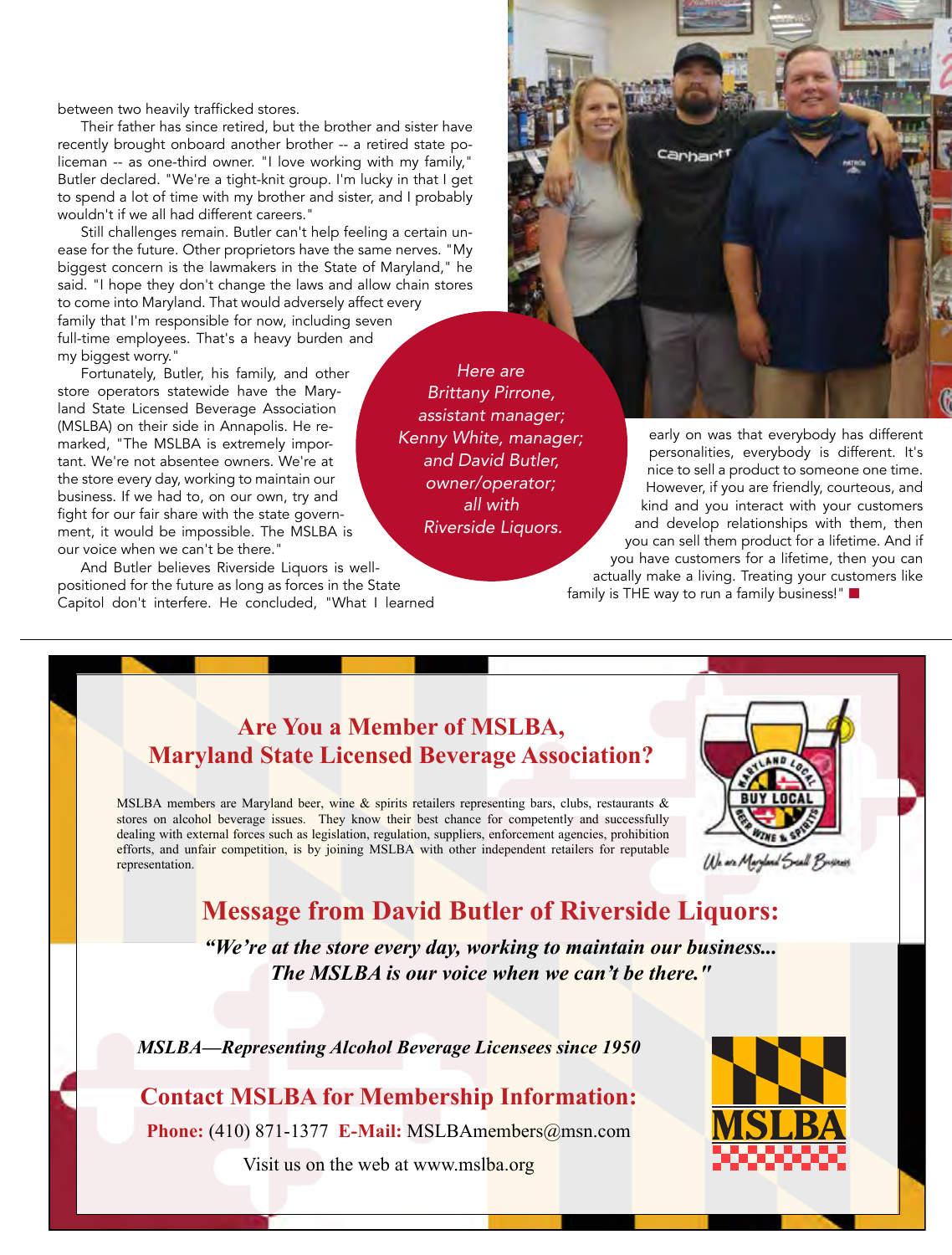between two heavily trafficked stores.

Their father has since retired, but the brother and sister have recently brought onboard another brother -- a retired state policeman -- as one-third owner. "I love working with my family," Butler declared. "We're a tight-knit group. I'm lucky in that I get to spend a lot of time with my brother and sister, and I probably wouldn't if we all had different careers."

Still challenges remain. Butler can't help feeling a certain unease for the future. Other proprietors have the same nerves. "My biggest concern is the lawmakers in the State of Maryland," he said. "I hope they don't change the laws and allow chain stores to come into Maryland. That would adversely affect every family that I'm responsible for now, including seven full-time employees. That's a heavy burden and my biggest worry."

Fortunately, Butler, his family, and other store operators statewide have the Maryland State Licensed Beverage Association (MSLBA) on their side in Annapolis. He remarked, "The MSLBA is extremely important. We're not absentee owners. We're at the store every day, working to maintain our business. If we had to, on our own, try and fight for our fair share with the state government, it would be impossible. The MSLBA is our voice when we can't be there."

And Butler believes Riverside Liquors is well-positioned for the future as long as forces in the State Capitol don't interfere. He concluded, "What I learned early on was that everybody has different personalities, everybody is different. It's nice to sell a product to someone one time. However, if you are friendly, courteous, and kind and you interact with your customers and develop relationships with them, then you can sell them product for a lifetime. And if you have customers for a lifetime, then you can actually make a living. Treating your customers like family is THE way to run a family business!" ■

*Here are Brittany Pirrone, assistant manager; Kenny White, manager; and David Butler, owner/operator; all with Riverside Liquors.*

---

## Are You a Member of MSLBA, Maryland State Licensed Beverage Association?

MSLBA members are Maryland beer, wine & spirits retailers representing bars, clubs, restaurants & stores on alcohol beverage issues. They know their best chance for competently and successfully dealing with external forces such as legislation, regulation, suppliers, enforcement agencies, prohibition efforts, and unfair competition, is by joining MSLBA with other independent retailers for reputable representation.

Maryland Local · Buy Local · Beer Wine & Spirits

We are Maryland Small Business

## Message from David Butler of Riverside Liquors:

***"We're at the store every day, working to maintain our business... The MSLBA is our voice when we can't be there."***

***MSLBA—Representing Alcohol Beverage Licensees since 1950***

## Contact MSLBA for Membership Information:

**Phone:** (410) 871-1377 **E-Mail:** MSLBAmembers@msn.com

Visit us on the web at www.mslba.org

MSLBA